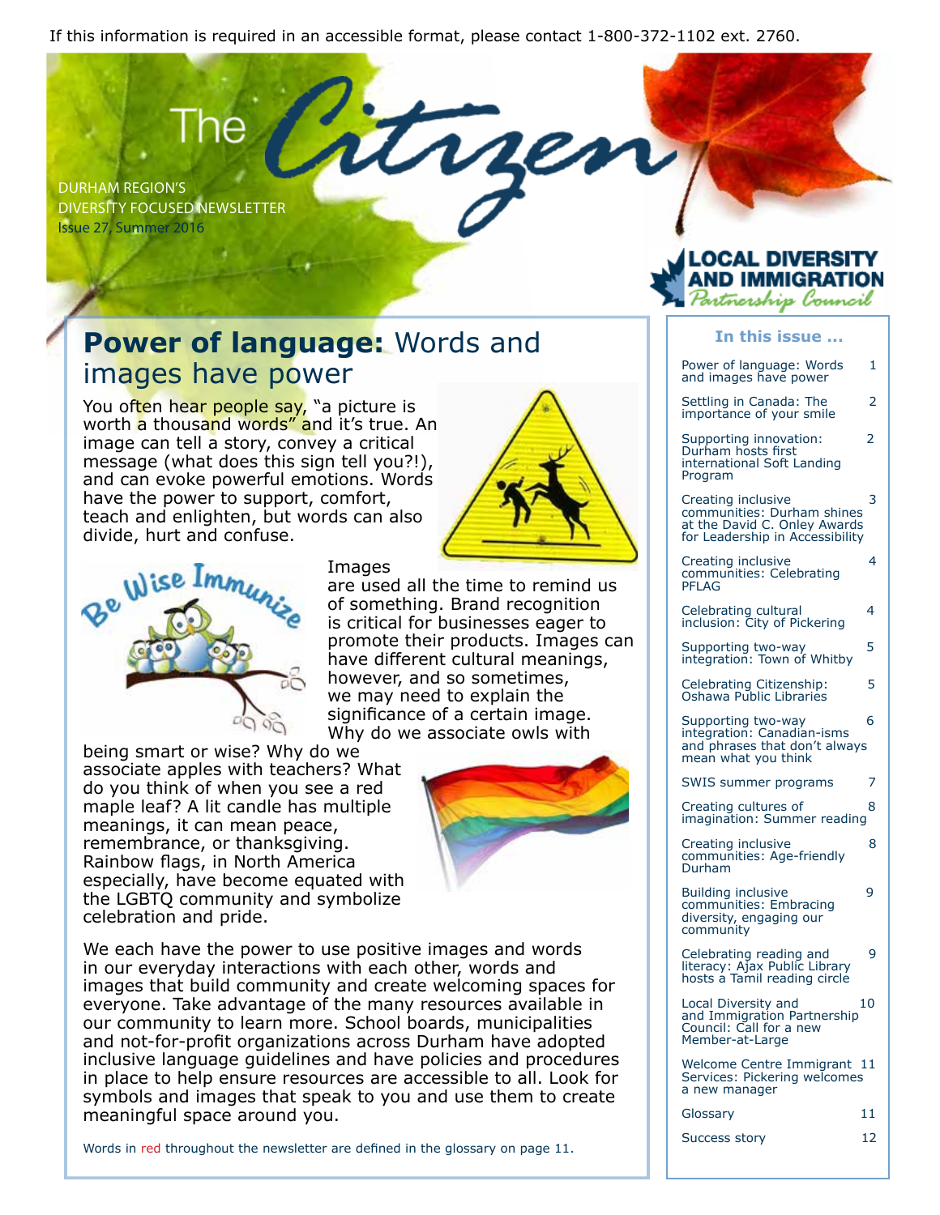If this information is required in an accessible format, please contact 1-800-372-1102 ext. 2760.

# The Citizen

DURHAM REGION'S
DIVERSITY FOCUSED NEWSLETTER
Issue 27, Summer 2016

LOCAL DIVERSITY AND IMMIGRATION *Partnership Council*

## **Power of language:** Words and images have power

You often hear people say, "a picture is worth a thousand words" and it's true. An image can tell a story, convey a critical message (what does this sign tell you?!), and can evoke powerful emotions. Words have the power to support, comfort, teach and enlighten, but words can also divide, hurt and confuse.

Images are used all the time to remind us of something. Brand recognition is critical for businesses eager to promote their products. Images can have different cultural meanings, however, and so sometimes, we may need to explain the significance of a certain image. Why do we associate owls with being smart or wise? Why do we associate apples with teachers? What do you think of when you see a red maple leaf? A lit candle has multiple meanings, it can mean peace, remembrance, or thanksgiving. Rainbow flags, in North America especially, have become equated with the LGBTQ community and symbolize celebration and pride.

We each have the power to use positive images and words in our everyday interactions with each other, words and images that build community and create welcoming spaces for everyone. Take advantage of the many resources available in our community to learn more. School boards, municipalities and not-for-profit organizations across Durham have adopted inclusive language guidelines and have policies and procedures in place to help ensure resources are accessible to all. Look for symbols and images that speak to you and use them to create meaningful space around you.

Words in red throughout the newsletter are defined in the glossary on page 11.

### In this issue ...

| | |
|---|---|
| Power of language: Words and images have power | 1 |
| Settling in Canada: The importance of your smile | 2 |
| Supporting innovation: Durham hosts first international Soft Landing Program | 2 |
| Creating inclusive communities: Durham shines at the David C. Onley Awards for Leadership in Accessibility | 3 |
| Creating inclusive communities: Celebrating PFLAG | 4 |
| Celebrating cultural inclusion: City of Pickering | 4 |
| Supporting two-way integration: Town of Whitby | 5 |
| Celebrating Citizenship: Oshawa Public Libraries | 5 |
| Supporting two-way integration: Canadian-isms and phrases that don't always mean what you think | 6 |
| SWIS summer programs | 7 |
| Creating cultures of imagination: Summer reading | 8 |
| Creating inclusive communities: Age-friendly Durham | 8 |
| Building inclusive communities: Embracing diversity, engaging our community | 9 |
| Celebrating reading and literacy: Ajax Public Library hosts a Tamil reading circle | 9 |
| Local Diversity and and Immigration Partnership Council: Call for a new Member-at-Large | 10 |
| Welcome Centre Immigrant Services: Pickering welcomes a new manager | 11 |
| Glossary | 11 |
| Success story | 12 |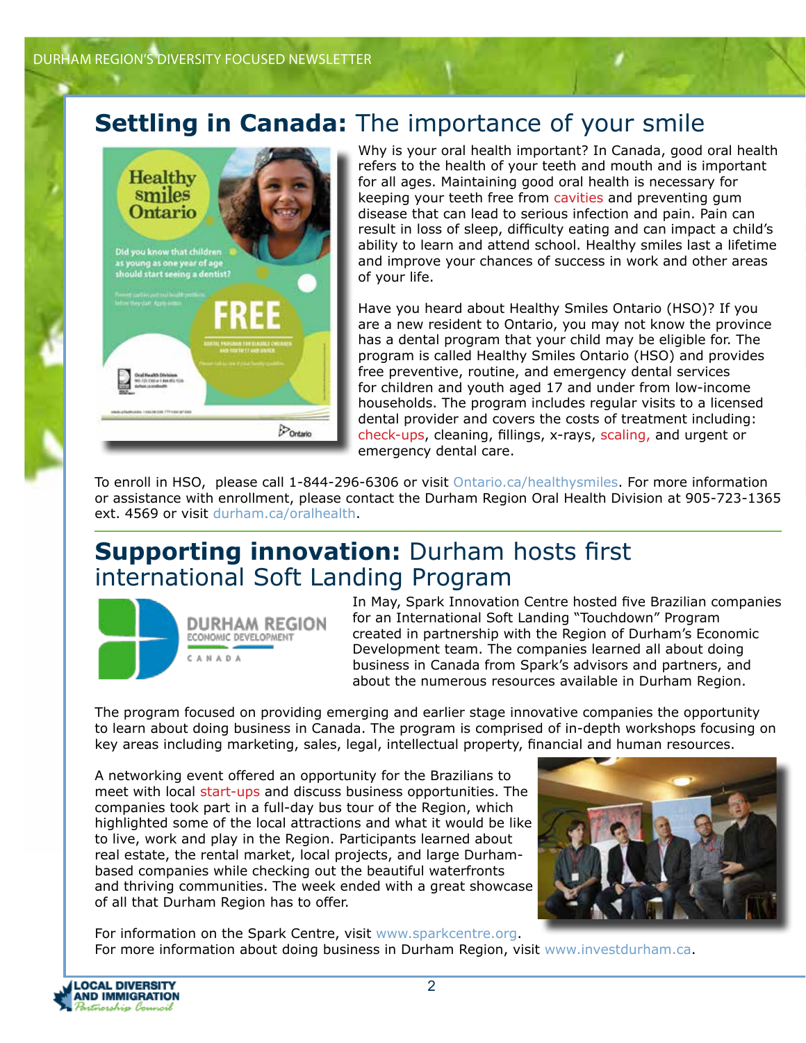## Settling in Canada: The importance of your smile

Why is your oral health important? In Canada, good oral health refers to the health of your teeth and mouth and is important for all ages. Maintaining good oral health is necessary for keeping your teeth free from cavities and preventing gum disease that can lead to serious infection and pain. Pain can result in loss of sleep, difficulty eating and can impact a child's ability to learn and attend school. Healthy smiles last a lifetime and improve your chances of success in work and other areas of your life.

Have you heard about Healthy Smiles Ontario (HSO)? If you are a new resident to Ontario, you may not know the province has a dental program that your child may be eligible for. The program is called Healthy Smiles Ontario (HSO) and provides free preventive, routine, and emergency dental services for children and youth aged 17 and under from low-income households. The program includes regular visits to a licensed dental provider and covers the costs of treatment including: check-ups, cleaning, fillings, x-rays, scaling, and urgent or emergency dental care.

To enroll in HSO, please call 1-844-296-6306 or visit Ontario.ca/healthysmiles. For more information or assistance with enrollment, please contact the Durham Region Oral Health Division at 905-723-1365 ext. 4569 or visit durham.ca/oralhealth.

## Supporting innovation: Durham hosts first international Soft Landing Program

In May, Spark Innovation Centre hosted five Brazilian companies for an International Soft Landing "Touchdown" Program created in partnership with the Region of Durham's Economic Development team. The companies learned all about doing business in Canada from Spark's advisors and partners, and about the numerous resources available in Durham Region.

The program focused on providing emerging and earlier stage innovative companies the opportunity to learn about doing business in Canada. The program is comprised of in-depth workshops focusing on key areas including marketing, sales, legal, intellectual property, financial and human resources.

A networking event offered an opportunity for the Brazilians to meet with local start-ups and discuss business opportunities. The companies took part in a full-day bus tour of the Region, which highlighted some of the local attractions and what it would be like to live, work and play in the Region. Participants learned about real estate, the rental market, local projects, and large Durham-based companies while checking out the beautiful waterfronts and thriving communities. The week ended with a great showcase of all that Durham Region has to offer.

For information on the Spark Centre, visit www.sparkcentre.org.
For more information about doing business in Durham Region, visit www.investdurham.ca.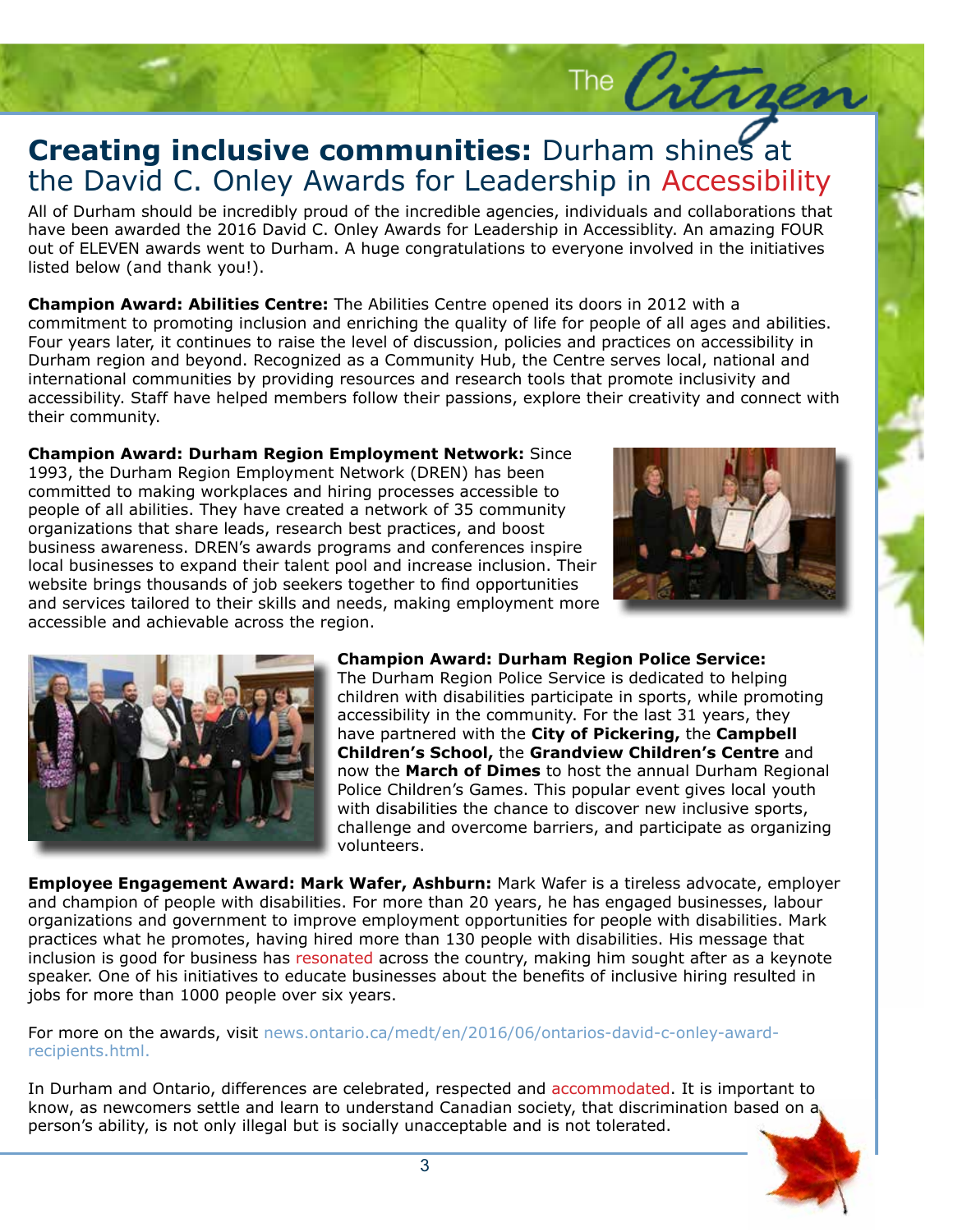# **Creating inclusive communities:** Durham shines at the David C. Onley Awards for Leadership in Accessibility

All of Durham should be incredibly proud of the incredible agencies, individuals and collaborations that have been awarded the 2016 David C. Onley Awards for Leadership in Accessiblity. An amazing FOUR out of ELEVEN awards went to Durham. A huge congratulations to everyone involved in the initiatives listed below (and thank you!).

**Champion Award: Abilities Centre:** The Abilities Centre opened its doors in 2012 with a commitment to promoting inclusion and enriching the quality of life for people of all ages and abilities. Four years later, it continues to raise the level of discussion, policies and practices on accessibility in Durham region and beyond. Recognized as a Community Hub, the Centre serves local, national and international communities by providing resources and research tools that promote inclusivity and accessibility. Staff have helped members follow their passions, explore their creativity and connect with their community.

**Champion Award: Durham Region Employment Network:** Since 1993, the Durham Region Employment Network (DREN) has been committed to making workplaces and hiring processes accessible to people of all abilities. They have created a network of 35 community organizations that share leads, research best practices, and boost business awareness. DREN's awards programs and conferences inspire local businesses to expand their talent pool and increase inclusion. Their website brings thousands of job seekers together to find opportunities and services tailored to their skills and needs, making employment more accessible and achievable across the region.

**Champion Award: Durham Region Police Service:** The Durham Region Police Service is dedicated to helping children with disabilities participate in sports, while promoting accessibility in the community. For the last 31 years, they have partnered with the **City of Pickering,** the **Campbell Children's School,** the **Grandview Children's Centre** and now the **March of Dimes** to host the annual Durham Regional Police Children's Games. This popular event gives local youth with disabilities the chance to discover new inclusive sports, challenge and overcome barriers, and participate as organizing volunteers.

**Employee Engagement Award: Mark Wafer, Ashburn:** Mark Wafer is a tireless advocate, employer and champion of people with disabilities. For more than 20 years, he has engaged businesses, labour organizations and government to improve employment opportunities for people with disabilities. Mark practices what he promotes, having hired more than 130 people with disabilities. His message that inclusion is good for business has resonated across the country, making him sought after as a keynote speaker. One of his initiatives to educate businesses about the benefits of inclusive hiring resulted in jobs for more than 1000 people over six years.

For more on the awards, visit news.ontario.ca/medt/en/2016/06/ontarios-david-c-onley-award-recipients.html.

In Durham and Ontario, differences are celebrated, respected and accommodated. It is important to know, as newcomers settle and learn to understand Canadian society, that discrimination based on a person's ability, is not only illegal but is socially unacceptable and is not tolerated.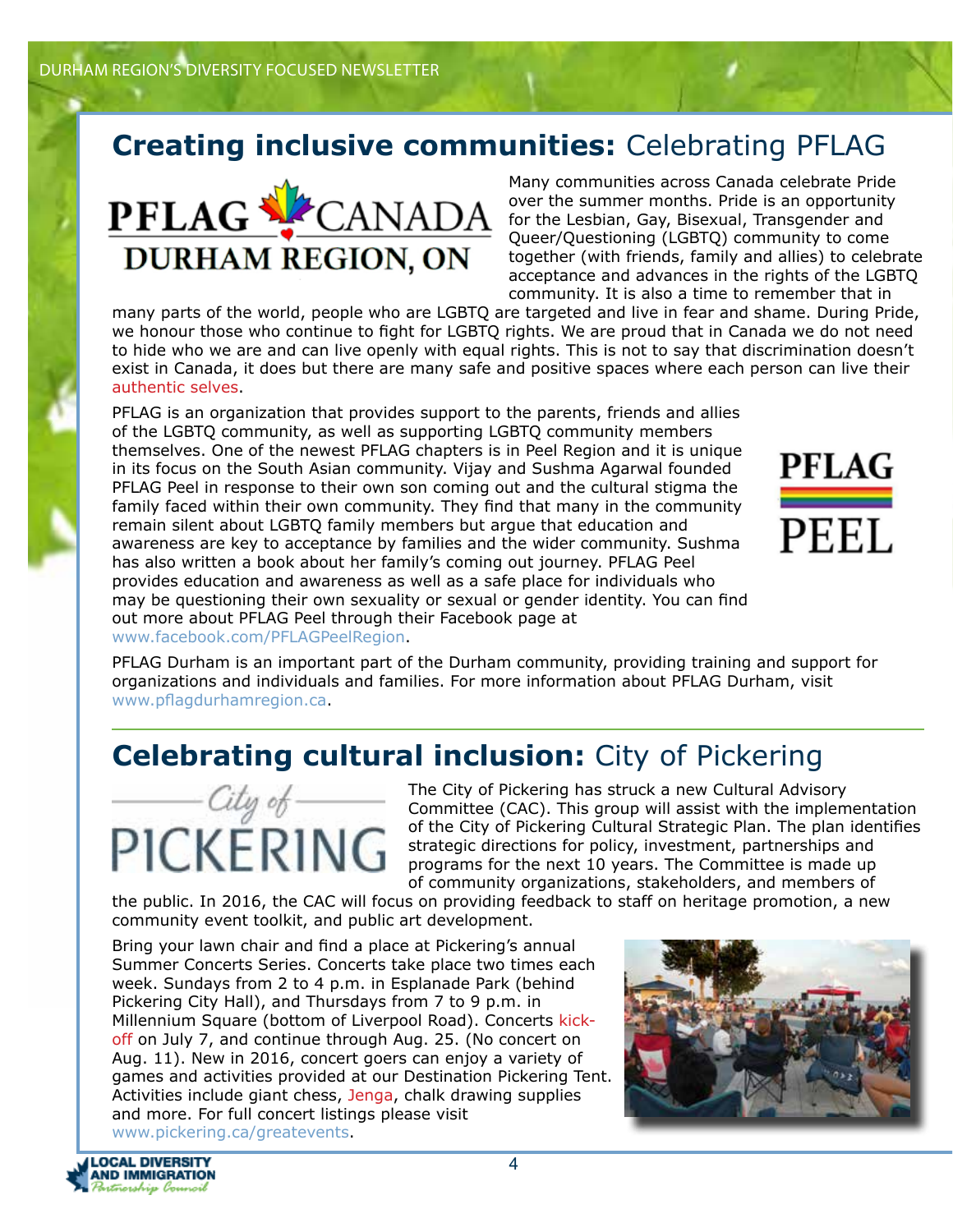## **Creating inclusive communities:** Celebrating PFLAG

Many communities across Canada celebrate Pride over the summer months. Pride is an opportunity for the Lesbian, Gay, Bisexual, Transgender and Queer/Questioning (LGBTQ) community to come together (with friends, family and allies) to celebrate acceptance and advances in the rights of the LGBTQ community. It is also a time to remember that in many parts of the world, people who are LGBTQ are targeted and live in fear and shame. During Pride, we honour those who continue to fight for LGBTQ rights. We are proud that in Canada we do not need to hide who we are and can live openly with equal rights. This is not to say that discrimination doesn't exist in Canada, it does but there are many safe and positive spaces where each person can live their authentic selves.

PFLAG is an organization that provides support to the parents, friends and allies of the LGBTQ community, as well as supporting LGBTQ community members themselves. One of the newest PFLAG chapters is in Peel Region and it is unique in its focus on the South Asian community. Vijay and Sushma Agarwal founded PFLAG Peel in response to their own son coming out and the cultural stigma the family faced within their own community. They find that many in the community remain silent about LGBTQ family members but argue that education and awareness are key to acceptance by families and the wider community. Sushma has also written a book about her family's coming out journey. PFLAG Peel provides education and awareness as well as a safe place for individuals who may be questioning their own sexuality or sexual or gender identity. You can find out more about PFLAG Peel through their Facebook page at www.facebook.com/PFLAGPeelRegion.

PFLAG Durham is an important part of the Durham community, providing training and support for organizations and individuals and families. For more information about PFLAG Durham, visit www.pflagdurhamregion.ca.

## **Celebrating cultural inclusion:** City of Pickering

The City of Pickering has struck a new Cultural Advisory Committee (CAC). This group will assist with the implementation of the City of Pickering Cultural Strategic Plan. The plan identifies strategic directions for policy, investment, partnerships and programs for the next 10 years. The Committee is made up of community organizations, stakeholders, and members of the public. In 2016, the CAC will focus on providing feedback to staff on heritage promotion, a new community event toolkit, and public art development.

Bring your lawn chair and find a place at Pickering's annual Summer Concerts Series. Concerts take place two times each week. Sundays from 2 to 4 p.m. in Esplanade Park (behind Pickering City Hall), and Thursdays from 7 to 9 p.m. in Millennium Square (bottom of Liverpool Road). Concerts kick-off on July 7, and continue through Aug. 25. (No concert on Aug. 11). New in 2016, concert goers can enjoy a variety of games and activities provided at our Destination Pickering Tent. Activities include giant chess, Jenga, chalk drawing supplies and more. For full concert listings please visit www.pickering.ca/greatevents.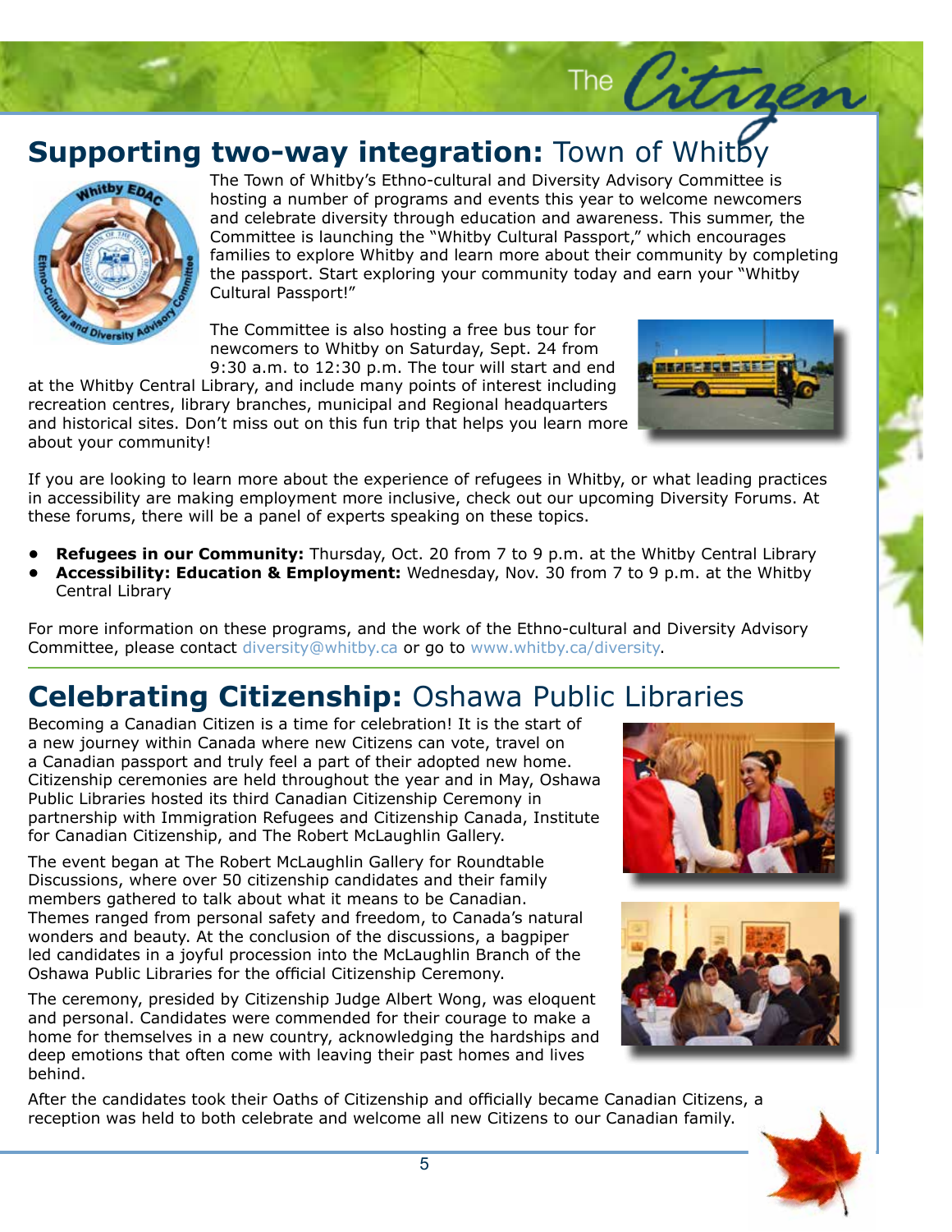## **Supporting two-way integration:** Town of Whitby

The Town of Whitby's Ethno-cultural and Diversity Advisory Committee is hosting a number of programs and events this year to welcome newcomers and celebrate diversity through education and awareness. This summer, the Committee is launching the "Whitby Cultural Passport," which encourages families to explore Whitby and learn more about their community by completing the passport. Start exploring your community today and earn your "Whitby Cultural Passport!"

The Committee is also hosting a free bus tour for newcomers to Whitby on Saturday, Sept. 24 from 9:30 a.m. to 12:30 p.m. The tour will start and end at the Whitby Central Library, and include many points of interest including recreation centres, library branches, municipal and Regional headquarters and historical sites. Don't miss out on this fun trip that helps you learn more about your community!

If you are looking to learn more about the experience of refugees in Whitby, or what leading practices in accessibility are making employment more inclusive, check out our upcoming Diversity Forums. At these forums, there will be a panel of experts speaking on these topics.

- **Refugees in our Community:** Thursday, Oct. 20 from 7 to 9 p.m. at the Whitby Central Library
- **Accessibility: Education & Employment:** Wednesday, Nov. 30 from 7 to 9 p.m. at the Whitby Central Library

For more information on these programs, and the work of the Ethno-cultural and Diversity Advisory Committee, please contact diversity@whitby.ca or go to www.whitby.ca/diversity.

## **Celebrating Citizenship:** Oshawa Public Libraries

Becoming a Canadian Citizen is a time for celebration! It is the start of a new journey within Canada where new Citizens can vote, travel on a Canadian passport and truly feel a part of their adopted new home. Citizenship ceremonies are held throughout the year and in May, Oshawa Public Libraries hosted its third Canadian Citizenship Ceremony in partnership with Immigration Refugees and Citizenship Canada, Institute for Canadian Citizenship, and The Robert McLaughlin Gallery.

The event began at The Robert McLaughlin Gallery for Roundtable Discussions, where over 50 citizenship candidates and their family members gathered to talk about what it means to be Canadian. Themes ranged from personal safety and freedom, to Canada's natural wonders and beauty. At the conclusion of the discussions, a bagpiper led candidates in a joyful procession into the McLaughlin Branch of the Oshawa Public Libraries for the official Citizenship Ceremony.

The ceremony, presided by Citizenship Judge Albert Wong, was eloquent and personal. Candidates were commended for their courage to make a home for themselves in a new country, acknowledging the hardships and deep emotions that often come with leaving their past homes and lives behind.

After the candidates took their Oaths of Citizenship and officially became Canadian Citizens, a reception was held to both celebrate and welcome all new Citizens to our Canadian family.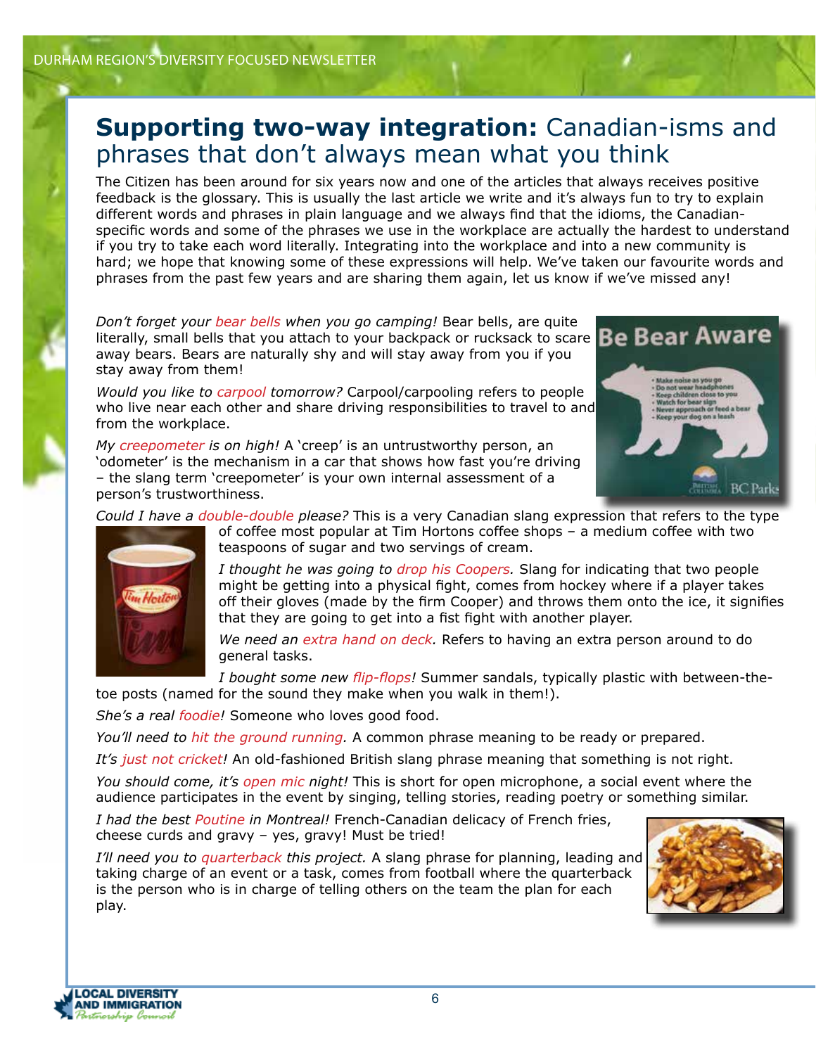## **Supporting two-way integration:** Canadian-isms and phrases that don't always mean what you think

The Citizen has been around for six years now and one of the articles that always receives positive feedback is the glossary. This is usually the last article we write and it's always fun to try to explain different words and phrases in plain language and we always find that the idioms, the Canadian-specific words and some of the phrases we use in the workplace are actually the hardest to understand if you try to take each word literally. Integrating into the workplace and into a new community is hard; we hope that knowing some of these expressions will help. We've taken our favourite words and phrases from the past few years and are sharing them again, let us know if we've missed any!

*Don't forget your bear bells when you go camping!* Bear bells, are quite literally, small bells that you attach to your backpack or rucksack to scare away bears. Bears are naturally shy and will stay away from you if you stay away from them!

*Would you like to carpool tomorrow?* Carpool/carpooling refers to people who live near each other and share driving responsibilities to travel to and from the workplace.

*My creepometer is on high!* A 'creep' is an untrustworthy person, an 'odometer' is the mechanism in a car that shows how fast you're driving – the slang term 'creepometer' is your own internal assessment of a person's trustworthiness.

*Could I have a double-double please?* This is a very Canadian slang expression that refers to the type of coffee most popular at Tim Hortons coffee shops – a medium coffee with two teaspoons of sugar and two servings of cream.

*I thought he was going to drop his Coopers.* Slang for indicating that two people might be getting into a physical fight, comes from hockey where if a player takes off their gloves (made by the firm Cooper) and throws them onto the ice, it signifies that they are going to get into a fist fight with another player.

*We need an extra hand on deck.* Refers to having an extra person around to do general tasks.

*I bought some new flip-flops!* Summer sandals, typically plastic with between-the-toe posts (named for the sound they make when you walk in them!).

*She's a real foodie!* Someone who loves good food.

*You'll need to hit the ground running.* A common phrase meaning to be ready or prepared.

*It's just not cricket!* An old-fashioned British slang phrase meaning that something is not right.

*You should come, it's open mic night!* This is short for open microphone, a social event where the audience participates in the event by singing, telling stories, reading poetry or something similar.

*I had the best Poutine in Montreal!* French-Canadian delicacy of French fries, cheese curds and gravy – yes, gravy! Must be tried!

*I'll need you to quarterback this project.* A slang phrase for planning, leading and taking charge of an event or a task, comes from football where the quarterback is the person who is in charge of telling others on the team the plan for each play.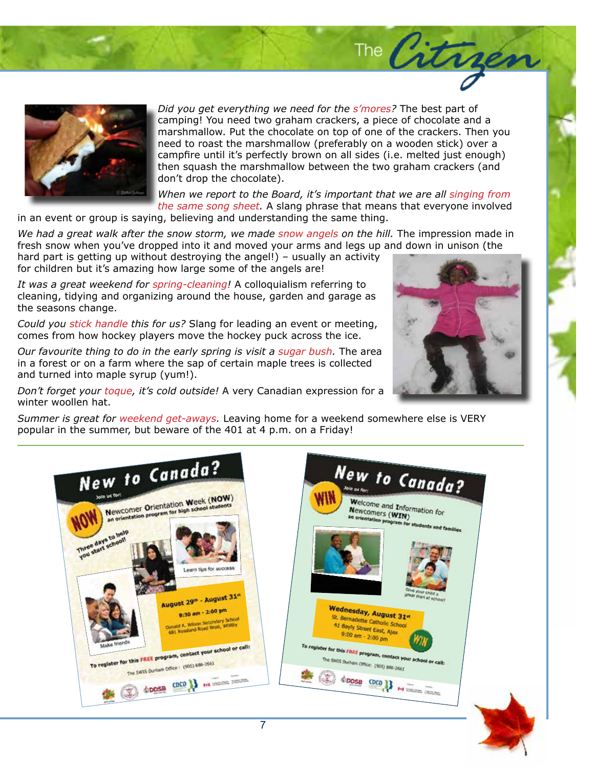*Did you get everything we need for the s'mores?* The best part of camping! You need two graham crackers, a piece of chocolate and a marshmallow. Put the chocolate on top of one of the crackers. Then you need to roast the marshmallow (preferably on a wooden stick) over a campfire until it's perfectly brown on all sides (i.e. melted just enough) then squash the marshmallow between the two graham crackers (and don't drop the chocolate).

*When we report to the Board, it's important that we are all singing from the same song sheet.* A slang phrase that means that everyone involved in an event or group is saying, believing and understanding the same thing.

*We had a great walk after the snow storm, we made snow angels on the hill.* The impression made in fresh snow when you've dropped into it and moved your arms and legs up and down in unison (the hard part is getting up without destroying the angel!) – usually an activity for children but it's amazing how large some of the angels are!

*It was a great weekend for spring-cleaning!* A colloquialism referring to cleaning, tidying and organizing around the house, garden and garage as the seasons change.

*Could you stick handle this for us?* Slang for leading an event or meeting, comes from how hockey players move the hockey puck across the ice.

*Our favourite thing to do in the early spring is visit a sugar bush.* The area in a forest or on a farm where the sap of certain maple trees is collected and turned into maple syrup (yum!).

*Don't forget your toque, it's cold outside!* A very Canadian expression for a winter woollen hat.

*Summer is great for weekend get-aways.* Leaving home for a weekend somewhere else is VERY popular in the summer, but beware of the 401 at 4 p.m. on a Friday!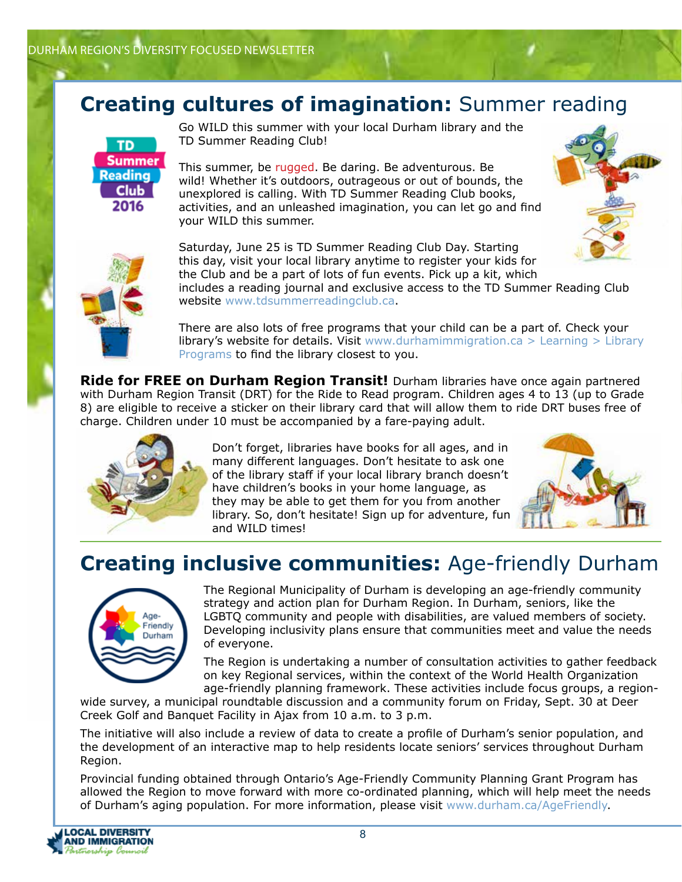## **Creating cultures of imagination:** Summer reading

Go WILD this summer with your local Durham library and the TD Summer Reading Club!

This summer, be rugged. Be daring. Be adventurous. Be wild! Whether it's outdoors, outrageous or out of bounds, the unexplored is calling. With TD Summer Reading Club books, activities, and an unleashed imagination, you can let go and find your WILD this summer.

Saturday, June 25 is TD Summer Reading Club Day. Starting this day, visit your local library anytime to register your kids for the Club and be a part of lots of fun events. Pick up a kit, which includes a reading journal and exclusive access to the TD Summer Reading Club website www.tdsummerreadingclub.ca.

There are also lots of free programs that your child can be a part of. Check your library's website for details. Visit www.durhamimmigration.ca > Learning > Library Programs to find the library closest to you.

**Ride for FREE on Durham Region Transit!** Durham libraries have once again partnered with Durham Region Transit (DRT) for the Ride to Read program. Children ages 4 to 13 (up to Grade 8) are eligible to receive a sticker on their library card that will allow them to ride DRT buses free of charge. Children under 10 must be accompanied by a fare-paying adult.

Don't forget, libraries have books for all ages, and in many different languages. Don't hesitate to ask one of the library staff if your local library branch doesn't have children's books in your home language, as they may be able to get them for you from another library. So, don't hesitate! Sign up for adventure, fun and WILD times!

## **Creating inclusive communities:** Age-friendly Durham

The Regional Municipality of Durham is developing an age-friendly community strategy and action plan for Durham Region. In Durham, seniors, like the LGBTQ community and people with disabilities, are valued members of society. Developing inclusivity plans ensure that communities meet and value the needs of everyone.

The Region is undertaking a number of consultation activities to gather feedback on key Regional services, within the context of the World Health Organization age-friendly planning framework. These activities include focus groups, a region-wide survey, a municipal roundtable discussion and a community forum on Friday, Sept. 30 at Deer Creek Golf and Banquet Facility in Ajax from 10 a.m. to 3 p.m.

The initiative will also include a review of data to create a profile of Durham's senior population, and the development of an interactive map to help residents locate seniors' services throughout Durham Region.

Provincial funding obtained through Ontario's Age-Friendly Community Planning Grant Program has allowed the Region to move forward with more co-ordinated planning, which will help meet the needs of Durham's aging population. For more information, please visit www.durham.ca/AgeFriendly.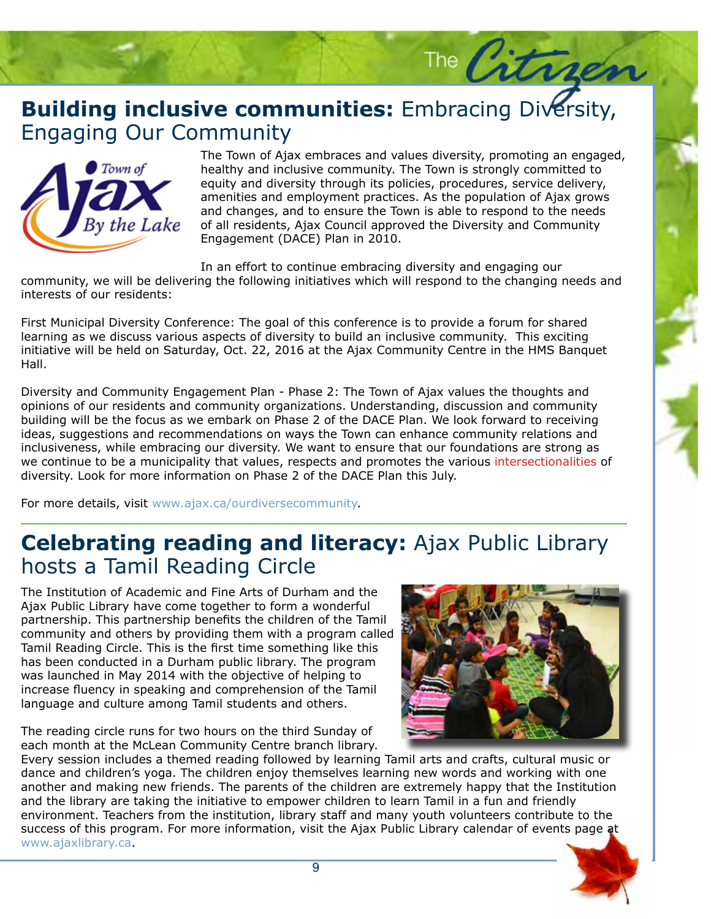## **Building inclusive communities:** Embracing Diversity, Engaging Our Community

The Town of Ajax embraces and values diversity, promoting an engaged, healthy and inclusive community. The Town is strongly committed to equity and diversity through its policies, procedures, service delivery, amenities and employment practices. As the population of Ajax grows and changes, and to ensure the Town is able to respond to the needs of all residents, Ajax Council approved the Diversity and Community Engagement (DACE) Plan in 2010.

In an effort to continue embracing diversity and engaging our community, we will be delivering the following initiatives which will respond to the changing needs and interests of our residents:

First Municipal Diversity Conference: The goal of this conference is to provide a forum for shared learning as we discuss various aspects of diversity to build an inclusive community. This exciting initiative will be held on Saturday, Oct. 22, 2016 at the Ajax Community Centre in the HMS Banquet Hall.

Diversity and Community Engagement Plan - Phase 2: The Town of Ajax values the thoughts and opinions of our residents and community organizations. Understanding, discussion and community building will be the focus as we embark on Phase 2 of the DACE Plan. We look forward to receiving ideas, suggestions and recommendations on ways the Town can enhance community relations and inclusiveness, while embracing our diversity. We want to ensure that our foundations are strong as we continue to be a municipality that values, respects and promotes the various intersectionalities of diversity. Look for more information on Phase 2 of the DACE Plan this July.

For more details, visit www.ajax.ca/ourdiversecommunity.

## **Celebrating reading and literacy:** Ajax Public Library hosts a Tamil Reading Circle

The Institution of Academic and Fine Arts of Durham and the Ajax Public Library have come together to form a wonderful partnership. This partnership benefits the children of the Tamil community and others by providing them with a program called Tamil Reading Circle. This is the first time something like this has been conducted in a Durham public library. The program was launched in May 2014 with the objective of helping to increase fluency in speaking and comprehension of the Tamil language and culture among Tamil students and others.

The reading circle runs for two hours on the third Sunday of each month at the McLean Community Centre branch library. Every session includes a themed reading followed by learning Tamil arts and crafts, cultural music or dance and children's yoga. The children enjoy themselves learning new words and working with one another and making new friends. The parents of the children are extremely happy that the Institution and the library are taking the initiative to empower children to learn Tamil in a fun and friendly environment. Teachers from the institution, library staff and many youth volunteers contribute to the success of this program. For more information, visit the Ajax Public Library calendar of events page at www.ajaxlibrary.ca.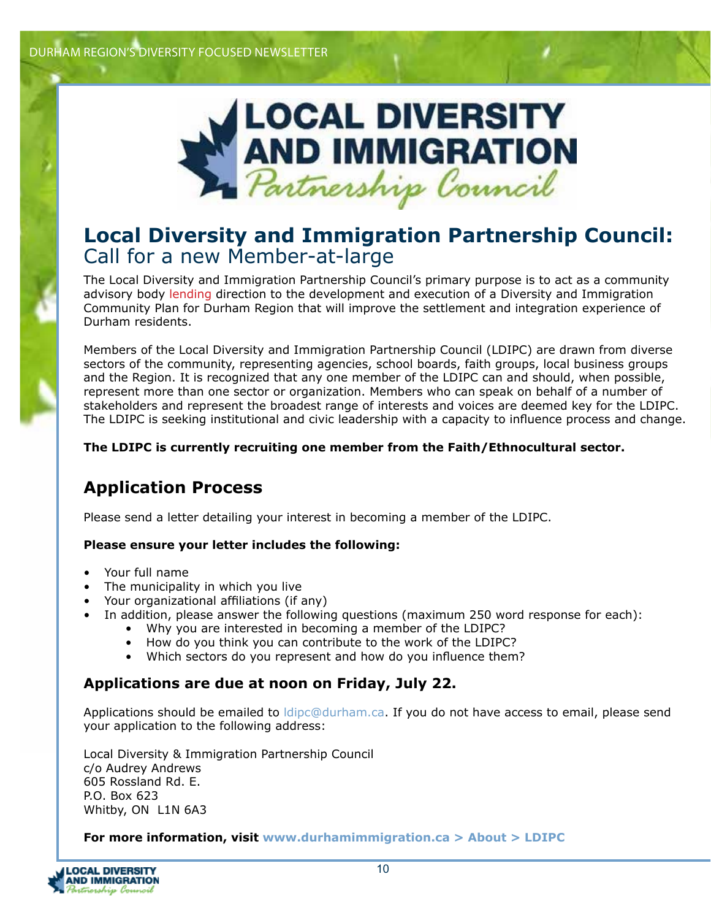# Local Diversity and Immigration Partnership Council: Call for a new Member-at-large

The Local Diversity and Immigration Partnership Council's primary purpose is to act as a community advisory body lending direction to the development and execution of a Diversity and Immigration Community Plan for Durham Region that will improve the settlement and integration experience of Durham residents.

Members of the Local Diversity and Immigration Partnership Council (LDIPC) are drawn from diverse sectors of the community, representing agencies, school boards, faith groups, local business groups and the Region. It is recognized that any one member of the LDIPC can and should, when possible, represent more than one sector or organization. Members who can speak on behalf of a number of stakeholders and represent the broadest range of interests and voices are deemed key for the LDIPC. The LDIPC is seeking institutional and civic leadership with a capacity to influence process and change.

**The LDIPC is currently recruiting one member from the Faith/Ethnocultural sector.**

## Application Process

Please send a letter detailing your interest in becoming a member of the LDIPC.

**Please ensure your letter includes the following:**

- Your full name
- The municipality in which you live
- Your organizational affiliations (if any)
- In addition, please answer the following questions (maximum 250 word response for each):
    - Why you are interested in becoming a member of the LDIPC?
    - How do you think you can contribute to the work of the LDIPC?
    - Which sectors do you represent and how do you influence them?

### Applications are due at noon on Friday, July 22.

Applications should be emailed to ldipc@durham.ca. If you do not have access to email, please send your application to the following address:

Local Diversity & Immigration Partnership Council
c/o Audrey Andrews
605 Rossland Rd. E.
P.O. Box 623
Whitby, ON L1N 6A3

**For more information, visit www.durhamimmigration.ca > About > LDIPC**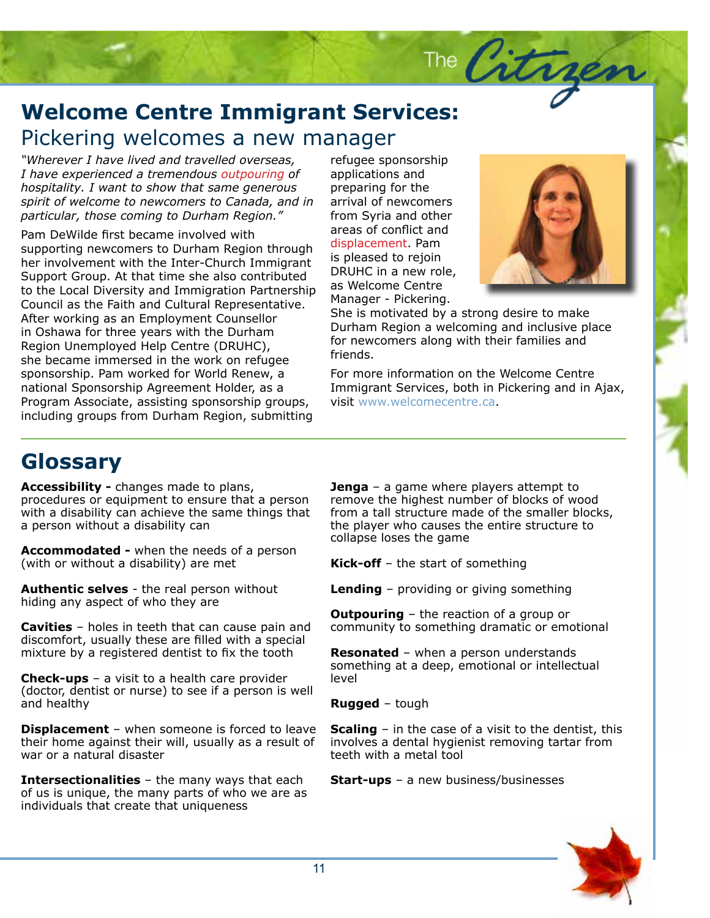# Welcome Centre Immigrant Services:

## Pickering welcomes a new manager

*"Wherever I have lived and travelled overseas, I have experienced a tremendous outpouring of hospitality. I want to show that same generous spirit of welcome to newcomers to Canada, and in particular, those coming to Durham Region."*

Pam DeWilde first became involved with supporting newcomers to Durham Region through her involvement with the Inter-Church Immigrant Support Group. At that time she also contributed to the Local Diversity and Immigration Partnership Council as the Faith and Cultural Representative. After working as an Employment Counsellor in Oshawa for three years with the Durham Region Unemployed Help Centre (DRUHC), she became immersed in the work on refugee sponsorship. Pam worked for World Renew, a national Sponsorship Agreement Holder, as a Program Associate, assisting sponsorship groups, including groups from Durham Region, submitting refugee sponsorship applications and preparing for the arrival of newcomers from Syria and other areas of conflict and displacement. Pam is pleased to rejoin DRUHC in a new role, as Welcome Centre Manager - Pickering. She is motivated by a strong desire to make Durham Region a welcoming and inclusive place for newcomers along with their families and friends.

For more information on the Welcome Centre Immigrant Services, both in Pickering and in Ajax, visit www.welcomecentre.ca.

# Glossary

**Accessibility -** changes made to plans, procedures or equipment to ensure that a person with a disability can achieve the same things that a person without a disability can

**Accommodated -** when the needs of a person (with or without a disability) are met

**Authentic selves** - the real person without hiding any aspect of who they are

**Cavities** – holes in teeth that can cause pain and discomfort, usually these are filled with a special mixture by a registered dentist to fix the tooth

**Check-ups** – a visit to a health care provider (doctor, dentist or nurse) to see if a person is well and healthy

**Displacement** – when someone is forced to leave their home against their will, usually as a result of war or a natural disaster

**Intersectionalities** – the many ways that each of us is unique, the many parts of who we are as individuals that create that uniqueness

**Jenga** – a game where players attempt to remove the highest number of blocks of wood from a tall structure made of the smaller blocks, the player who causes the entire structure to collapse loses the game

**Kick-off** – the start of something

**Lending** – providing or giving something

**Outpouring** – the reaction of a group or community to something dramatic or emotional

**Resonated** – when a person understands something at a deep, emotional or intellectual level

**Rugged** – tough

**Scaling** – in the case of a visit to the dentist, this involves a dental hygienist removing tartar from teeth with a metal tool

**Start-ups** – a new business/businesses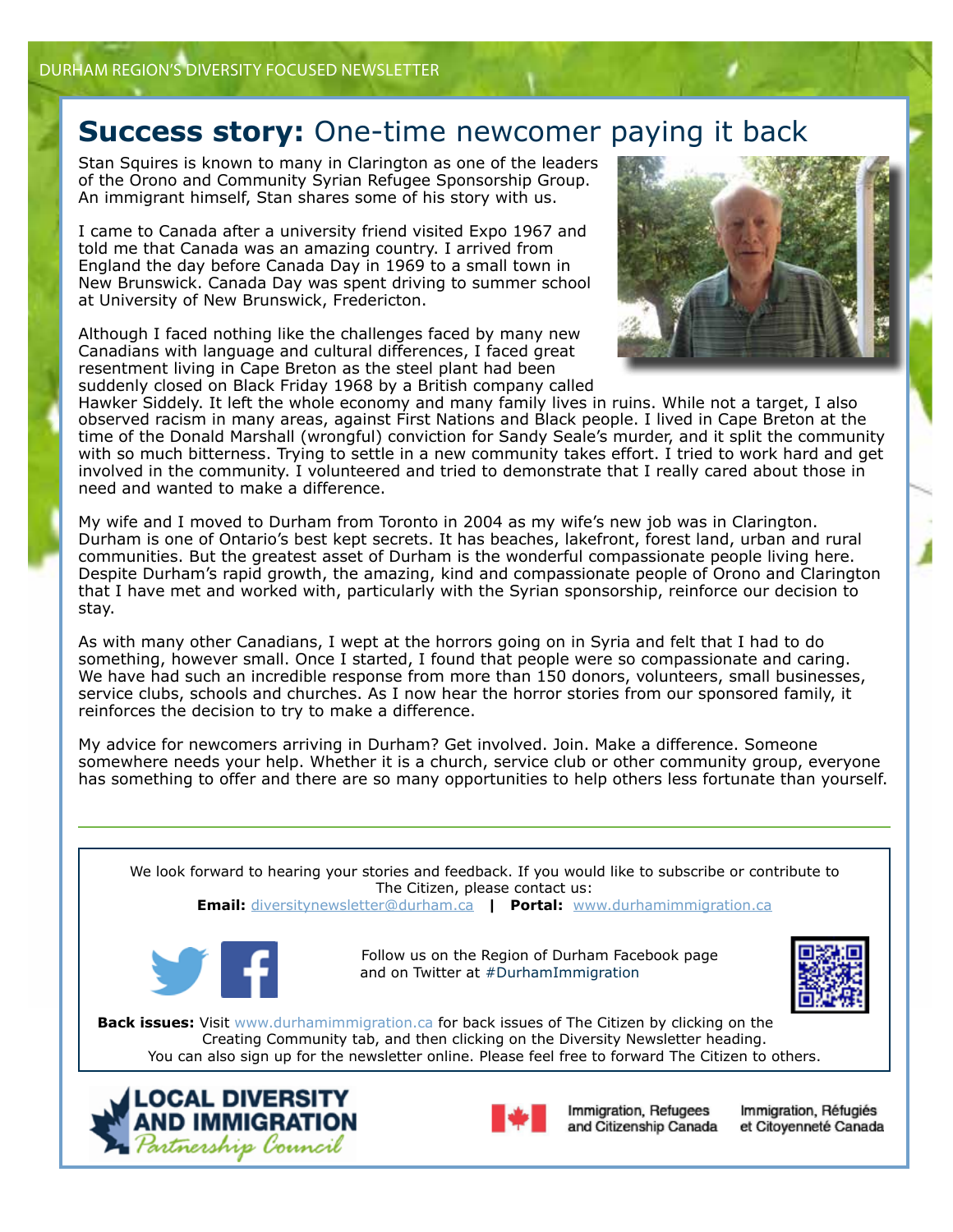# **Success story:** One-time newcomer paying it back

Stan Squires is known to many in Clarington as one of the leaders of the Orono and Community Syrian Refugee Sponsorship Group. An immigrant himself, Stan shares some of his story with us.

I came to Canada after a university friend visited Expo 1967 and told me that Canada was an amazing country. I arrived from England the day before Canada Day in 1969 to a small town in New Brunswick. Canada Day was spent driving to summer school at University of New Brunswick, Fredericton.

Although I faced nothing like the challenges faced by many new Canadians with language and cultural differences, I faced great resentment living in Cape Breton as the steel plant had been suddenly closed on Black Friday 1968 by a British company called Hawker Siddely. It left the whole economy and many family lives in ruins. While not a target, I also observed racism in many areas, against First Nations and Black people. I lived in Cape Breton at the time of the Donald Marshall (wrongful) conviction for Sandy Seale's murder, and it split the community with so much bitterness. Trying to settle in a new community takes effort. I tried to work hard and get involved in the community. I volunteered and tried to demonstrate that I really cared about those in need and wanted to make a difference.

My wife and I moved to Durham from Toronto in 2004 as my wife's new job was in Clarington. Durham is one of Ontario's best kept secrets. It has beaches, lakefront, forest land, urban and rural communities. But the greatest asset of Durham is the wonderful compassionate people living here. Despite Durham's rapid growth, the amazing, kind and compassionate people of Orono and Clarington that I have met and worked with, particularly with the Syrian sponsorship, reinforce our decision to stay.

As with many other Canadians, I wept at the horrors going on in Syria and felt that I had to do something, however small. Once I started, I found that people were so compassionate and caring. We have had such an incredible response from more than 150 donors, volunteers, small businesses, service clubs, schools and churches. As I now hear the horror stories from our sponsored family, it reinforces the decision to try to make a difference.

My advice for newcomers arriving in Durham? Get involved. Join. Make a difference. Someone somewhere needs your help. Whether it is a church, service club or other community group, everyone has something to offer and there are so many opportunities to help others less fortunate than yourself.

---

We look forward to hearing your stories and feedback. If you would like to subscribe or contribute to The Citizen, please contact us:

**Email:** diversitynewsletter@durham.ca | **Portal:** www.durhamimmigration.ca

Follow us on the Region of Durham Facebook page and on Twitter at #DurhamImmigration

**Back issues:** Visit www.durhamimmigration.ca for back issues of The Citizen by clicking on the Creating Community tab, and then clicking on the Diversity Newsletter heading. You can also sign up for the newsletter online. Please feel free to forward The Citizen to others.

LOCAL DIVERSITY AND IMMIGRATION Partnership Council

Immigration, Refugees and Citizenship Canada | Immigration, Réfugiés et Citoyenneté Canada